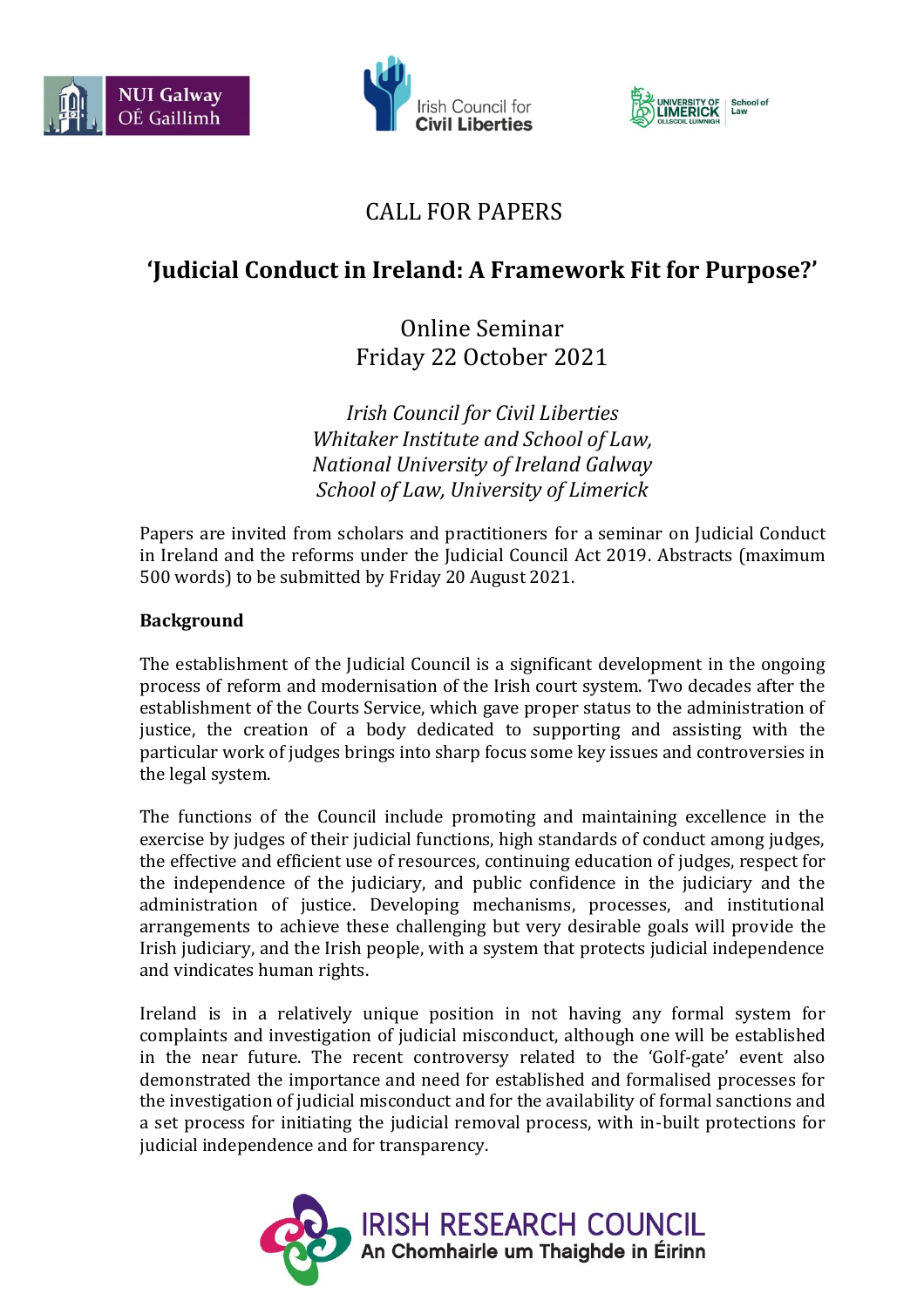CALL FOR PAPERS

# 'Judicial Conduct in Ireland: A Framework Fit for Purpose?'

Online Seminar
Friday 22 October 2021

*Irish Council for Civil Liberties*
*Whitaker Institute and School of Law,*
*National University of Ireland Galway*
*School of Law, University of Limerick*

Papers are invited from scholars and practitioners for a seminar on Judicial Conduct in Ireland and the reforms under the Judicial Council Act 2019. Abstracts (maximum 500 words) to be submitted by Friday 20 August 2021.

**Background**

The establishment of the Judicial Council is a significant development in the ongoing process of reform and modernisation of the Irish court system. Two decades after the establishment of the Courts Service, which gave proper status to the administration of justice, the creation of a body dedicated to supporting and assisting with the particular work of judges brings into sharp focus some key issues and controversies in the legal system.

The functions of the Council include promoting and maintaining excellence in the exercise by judges of their judicial functions, high standards of conduct among judges, the effective and efficient use of resources, continuing education of judges, respect for the independence of the judiciary, and public confidence in the judiciary and the administration of justice. Developing mechanisms, processes, and institutional arrangements to achieve these challenging but very desirable goals will provide the Irish judiciary, and the Irish people, with a system that protects judicial independence and vindicates human rights.

Ireland is in a relatively unique position in not having any formal system for complaints and investigation of judicial misconduct, although one will be established in the near future. The recent controversy related to the 'Golf-gate' event also demonstrated the importance and need for established and formalised processes for the investigation of judicial misconduct and for the availability of formal sanctions and a set process for initiating the judicial removal process, with in-built protections for judicial independence and for transparency.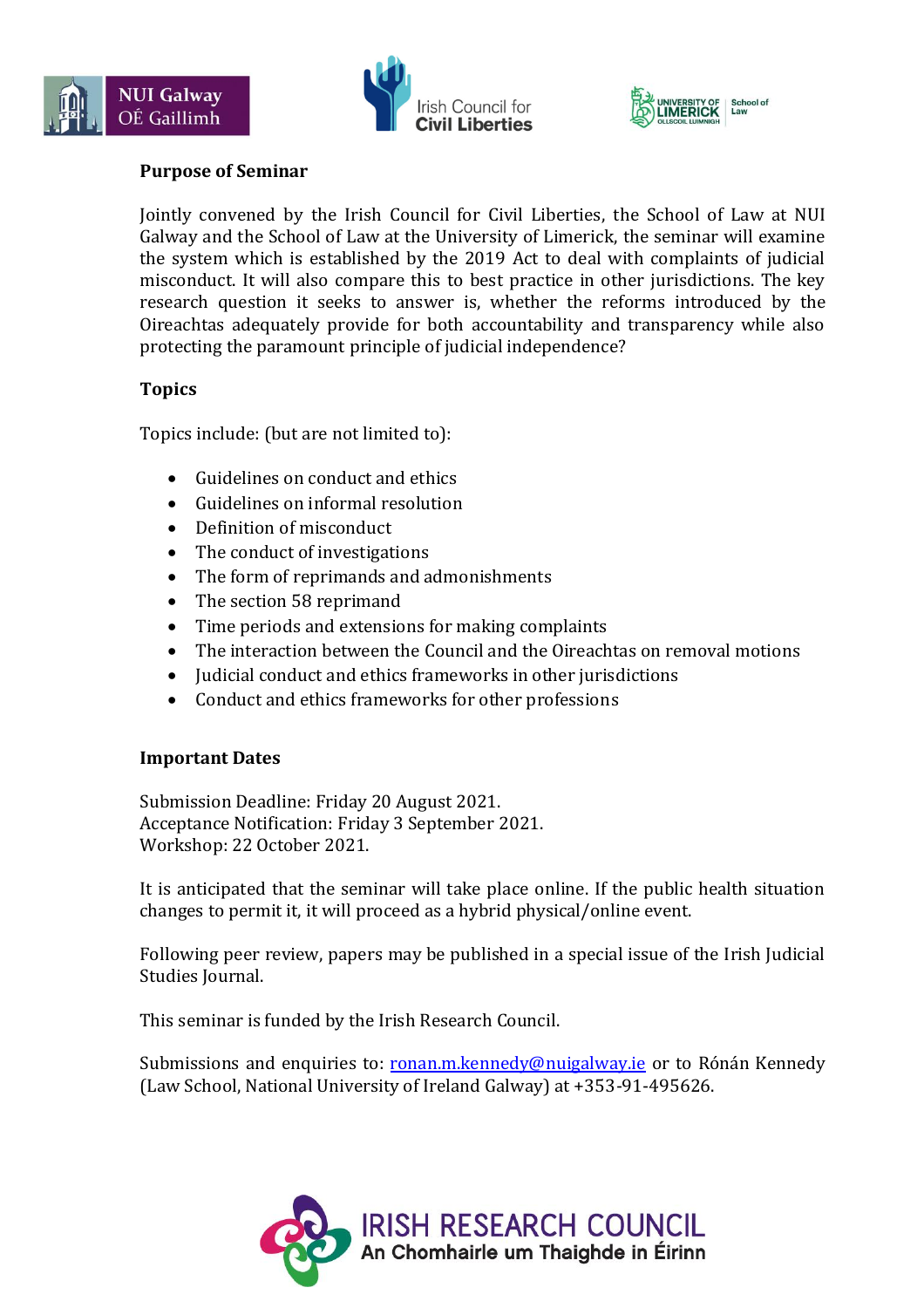**Purpose of Seminar**

Jointly convened by the Irish Council for Civil Liberties, the School of Law at NUI Galway and the School of Law at the University of Limerick, the seminar will examine the system which is established by the 2019 Act to deal with complaints of judicial misconduct. It will also compare this to best practice in other jurisdictions. The key research question it seeks to answer is, whether the reforms introduced by the Oireachtas adequately provide for both accountability and transparency while also protecting the paramount principle of judicial independence?

**Topics**

Topics include: (but are not limited to):

- Guidelines on conduct and ethics
- Guidelines on informal resolution
- Definition of misconduct
- The conduct of investigations
- The form of reprimands and admonishments
- The section 58 reprimand
- Time periods and extensions for making complaints
- The interaction between the Council and the Oireachtas on removal motions
- Judicial conduct and ethics frameworks in other jurisdictions
- Conduct and ethics frameworks for other professions

**Important Dates**

Submission Deadline: Friday 20 August 2021.
Acceptance Notification: Friday 3 September 2021.
Workshop: 22 October 2021.

It is anticipated that the seminar will take place online. If the public health situation changes to permit it, it will proceed as a hybrid physical/online event.

Following peer review, papers may be published in a special issue of the Irish Judicial Studies Journal.

This seminar is funded by the Irish Research Council.

Submissions and enquiries to: ronan.m.kennedy@nuigalway.ie or to Rónán Kennedy (Law School, National University of Ireland Galway) at +353-91-495626.